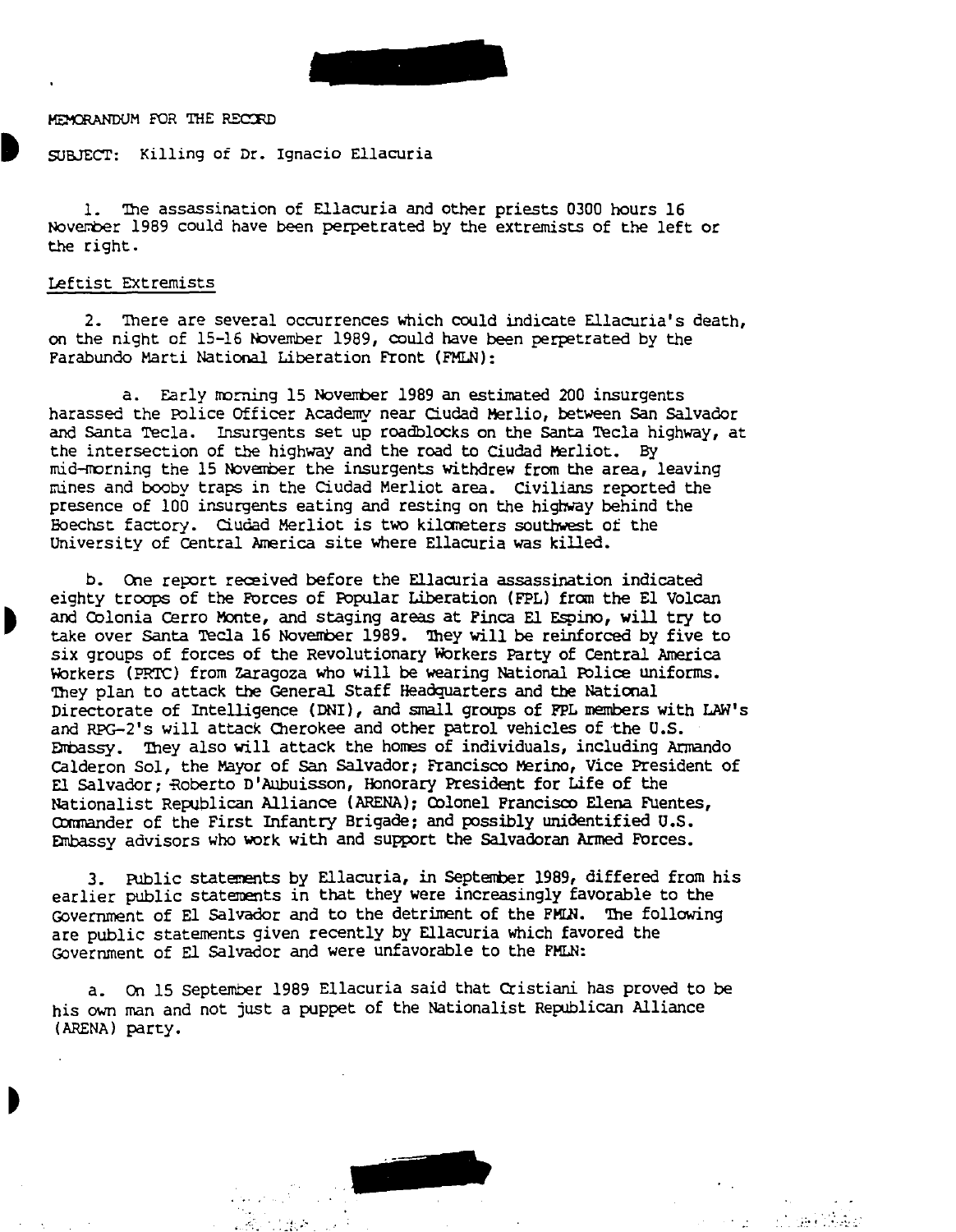MEMORANDUM FOR THE RECORD

SUBJECT: Killing of Dr. Ignacio Ellacuria

1. The assassination of Ellacuria and other priests 0300 hours 16 November 1989 could have been perpetrated by the extremists of the left or the right.

Leftist Extremists

2. There are several occurrences which could indicate Ellacuria's death, on the night of 15-16 November 1989, could have been perpetrated by the Farabundo Marti National Liberation Front (FMLN):

a. Early morning 15 November 1989 an estimated 200 insurgents harassed the Police Officer Academy near Ciudad Merlio, between San Salvador and Santa Tecla. Insurgents set up roadblocks on the Santa Tecla highway, at the intersection of the highway and the road to Ciudad Merliot. By mid-morning the 15 November the insurgents withdrew from the area, leaving mines and booby traps in the Ciudad Merliot area. Civilians reported the presence of 100 insurgents eating and resting on the highway behind the Hoechst factory. Ciudad Merliot is two kilometers southwest of the University of Central America site where Ellacuria was killed.

b. One report received before the Ellacuria assassination indicated eighty troops of the Forces of Popular Liberation (FPL) from the El Volcan and Colonia Cerro Monte, and staging areas at Finca El Espino, will try to take over Santa Tecla 16 November 1989. They will be reinforced by five to six groups of forces of the Revolutionary Workers Party of Central America Workers (PRTC) from Zaragoza who will be wearing National Police uniforms. They plan to attack the General Staff Headquarters and the National Directorate of Intelligence (DNI), and small groups of FPL members with LAW's and RPG-2's will attack Cherokee and other patrol vehicles of the U.S. Embassy. They also will attack the homes of individuals, including Armando Calderon Sol, the Mayor of San Salvador; Francisco Merino, Vice President of El Salvador; Roberto D'Aubuisson, Honorary President for Life of the Nationalist Republican Alliance (ARENA); Colonel Francisco Elena Fuentes, Commander of the First Infantry Brigade; and possibly unidentified U.S. Embassy advisors who work with and support the Salvadoran Armed Forces.

3. Public statements by Ellacuria, in September 1989, differed from his earlier public statements in that they were increasingly favorable to the Government of El Salvador and to the detriment of the FMLN. The following are public statements given recently by Ellacuria which favored the Government of El Salvador and were unfavorable to the FMLN:

a. On 15 September 1989 Ellacuria said that Cristiani has proved to be his own man and not just a puppet of the Nationalist Republican Alliance (ARENA) party.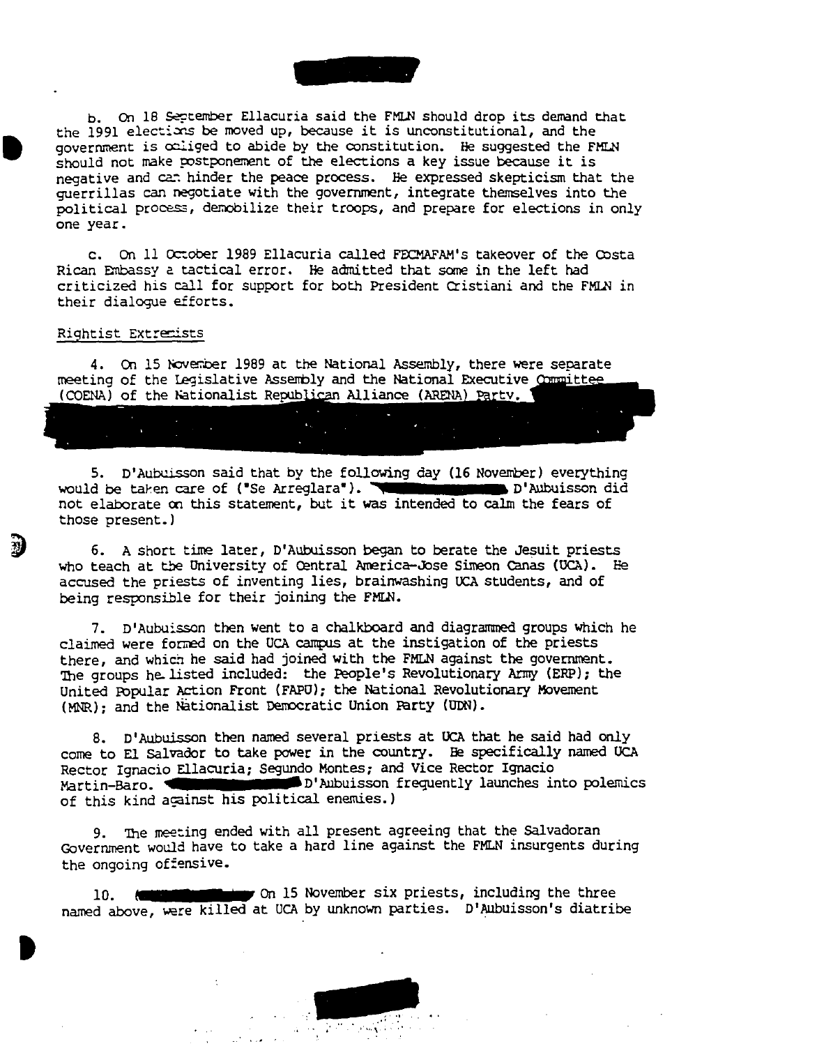b. On 18 September Ellacuria said the FMLN should drop its demand that the 1991 elections be moved up, because it is unconstitutional, and the government is obliged to abide by the constitution. He suggested the FMLN should not make postponement of the elections a key issue because it is negative and can hinder the peace process. He expressed skepticism that the guerrillas can negotiate with the government, integrate themselves into the political process, demobilize their troops, and prepare for elections in only one year.

c. On 11 October 1989 Ellacuria called FECMAFAM's takeover of the Costa Rican Embassy a tactical error. He admitted that some in the left had criticized his call for support for both President Cristiani and the FMLN in their dialogue efforts.

Rightist Extremists

4. On 15 November 1989 at the National Assembly, there were separate meeting of the Legislative Assembly and the National Executive Committee (COENA) of the Nationalist Republican Alliance (ARENA) Party.

5. D'Aubuisson said that by the following day (16 November) everything would be taken care of ("Se Arreglara"). D'Aubuisson did not elaborate on this statement, but it was intended to calm the fears of those present.)

6. A short time later, D'Aubuisson began to berate the Jesuit priests who teach at the University of Central America-Jose Simeon Canas (UCA). He accused the priests of inventing lies, brainwashing UCA students, and of being responsible for their joining the FMLN.

7. D'Aubuisson then went to a chalkboard and diagrammed groups which he claimed were formed on the UCA campus at the instigation of the priests there, and which he said had joined with the FMLN against the government. The groups he listed included: the People's Revolutionary Army (ERP); the United Popular Action Front (FAPU); the National Revolutionary Movement (MNR); and the Nationalist Democratic Union Party (UDN).

8. D'Aubuisson then named several priests at UCA that he said had only come to El Salvador to take power in the country. He specifically named UCA Rector Ignacio Ellacuria; Segundo Montes; and Vice Rector Ignacio Martin-Baro. D'Aubuisson frequently launches into polemics of this kind against his political enemies.)

9. The meeting ended with all present agreeing that the Salvadoran Government would have to take a hard line against the FMLN insurgents during the ongoing offensive.

10. On 15 November six priests, including the three named above, were killed at UCA by unknown parties. D'Aubuisson's diatribe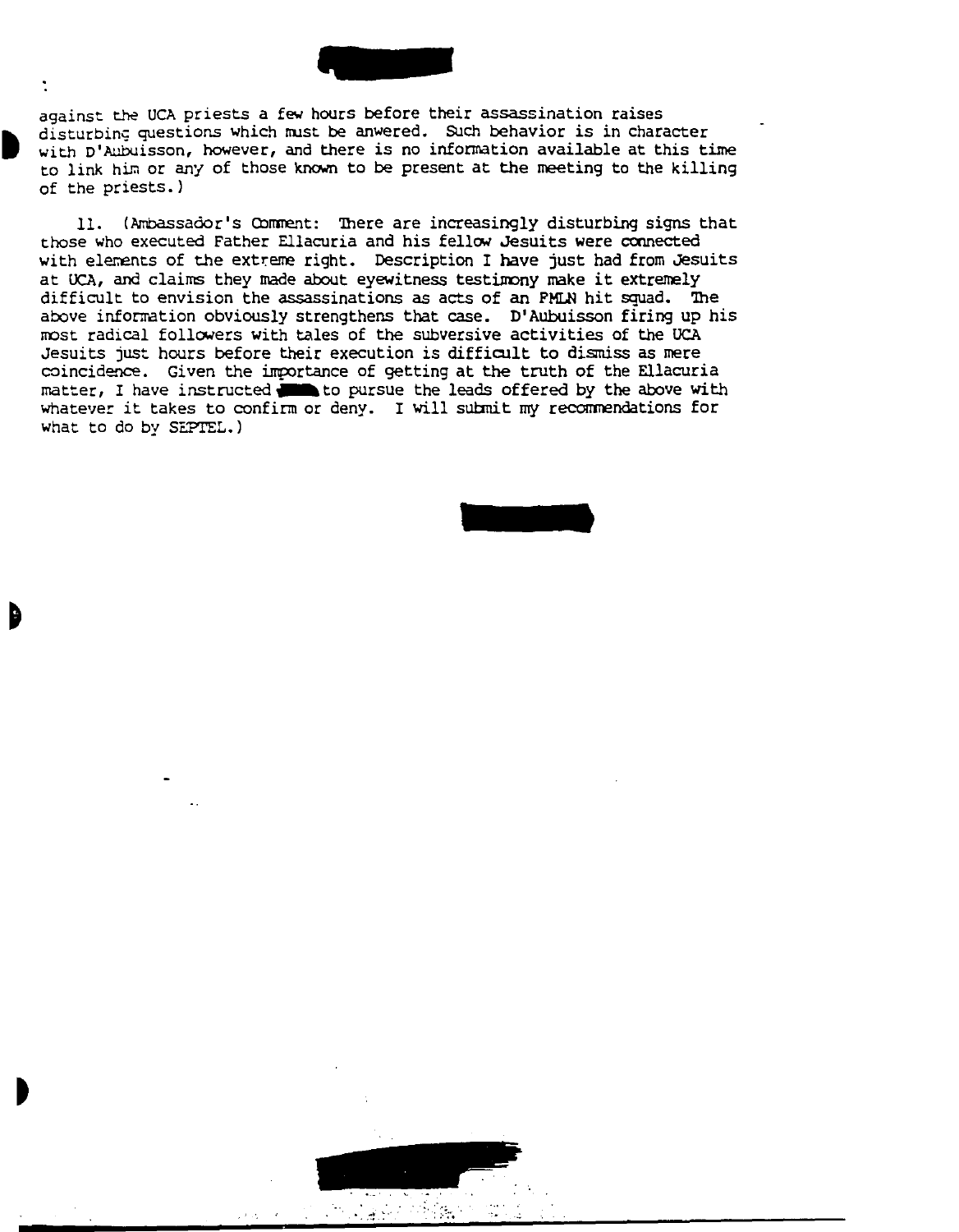against the UCA priests a few hours before their assassination raises disturbing questions which must be anwered. Such behavior is in character with D'Aubuisson, however, and there is no information available at this time to link him or any of those known to be present at the meeting to the killing of the priests.)

11. (Ambassador's Comment: There are increasingly disturbing signs that those who executed Father Ellacuria and his fellow Jesuits were connected with elements of the extreme right. Description I have just had from Jesuits at UCA, and claims they made about eyewitness testimony make it extremely difficult to envision the assassinations as acts of an FMLN hit squad. The above information obviously strengthens that case. D'Aubuisson firing up his most radical followers with tales of the subversive activities of the UCA Jesuits just hours before their execution is difficult to dismiss as mere coincidence. Given the importance of getting at the truth of the Ellacuria matter, I have instructed ████ to pursue the leads offered by the above with whatever it takes to confirm or deny. I will submit my recommendations for what to do by SEPTEL.)